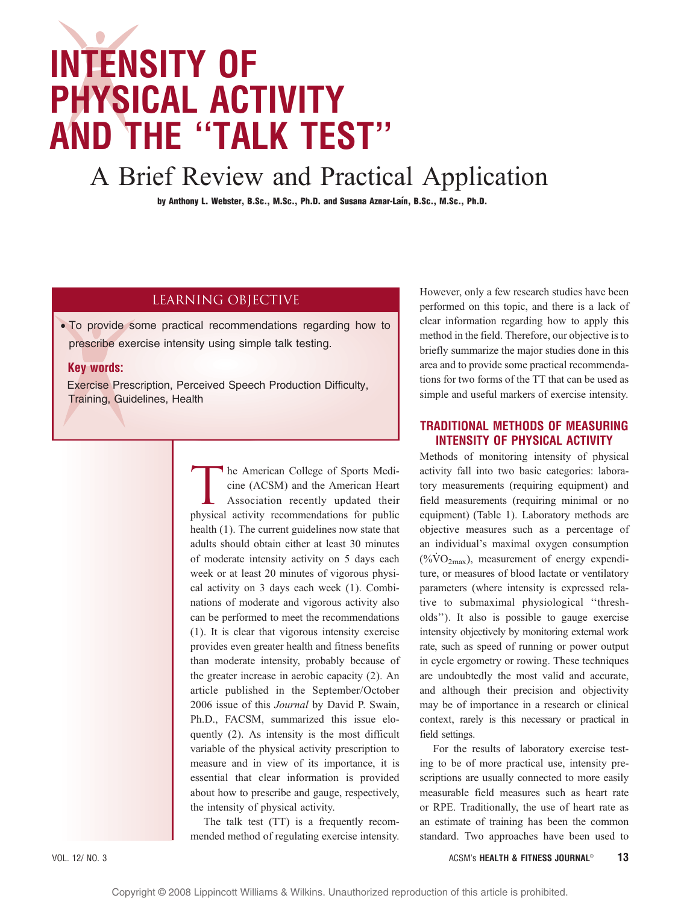# INTENSITY OF PHYSICAL ACTIVITY AND THE "TALK TEST"

## A Brief Review and Practical Application

**by Anthony L. Webster, B.Sc., M.Sc., Ph.D. and Susana Aznar-Laín, B.Sc., M.Sc., Ph.D.**

### LEARNING OBJECTIVE

- To provide some practical recommendations regarding how to prescribe exercise intensity using simple talk testing.

**Key words:**

Exercise Prescription, Perceived Speech Production Difficulty, Training, Guidelines, Health

The American College of Sports Medicine (ACSM) and the American Heart Association recently updated their physical activity recommendations for public health (1). The current guidelines now state that adults should obtain either at least 30 minutes of moderate intensity activity on 5 days each week or at least 20 minutes of vigorous physical activity on 3 days each week (1). Combinations of moderate and vigorous activity also can be performed to meet the recommendations (1). It is clear that vigorous intensity exercise provides even greater health and fitness benefits than moderate intensity, probably because of the greater increase in aerobic capacity (2). An article published in the September/October 2006 issue of this *Journal* by David P. Swain, Ph.D., FACSM, summarized this issue eloquently (2). As intensity is the most difficult variable of the physical activity prescription to measure and in view of its importance, it is essential that clear information is provided about how to prescribe and gauge, respectively, the intensity of physical activity.

The talk test (TT) is a frequently recommended method of regulating exercise intensity. However, only a few research studies have been performed on this topic, and there is a lack of clear information regarding how to apply this method in the field. Therefore, our objective is to briefly summarize the major studies done in this area and to provide some practical recommendations for two forms of the TT that can be used as simple and useful markers of exercise intensity.

## TRADITIONAL METHODS OF MEASURING INTENSITY OF PHYSICAL ACTIVITY

Methods of monitoring intensity of physical activity fall into two basic categories: laboratory measurements (requiring equipment) and field measurements (requiring minimal or no equipment) (Table 1). Laboratory methods are objective measures such as a percentage of an individual's maximal oxygen consumption ($\%\dot{V}O_{2max}$), measurement of energy expenditure, or measures of blood lactate or ventilatory parameters (where intensity is expressed relative to submaximal physiological "thresholds"). It also is possible to gauge exercise intensity objectively by monitoring external work rate, such as speed of running or power output in cycle ergometry or rowing. These techniques are undoubtedly the most valid and accurate, and although their precision and objectivity may be of importance in a research or clinical context, rarely is this necessary or practical in field settings.

For the results of laboratory exercise testing to be of more practical use, intensity prescriptions are usually connected to more easily measurable field measures such as heart rate or RPE. Traditionally, the use of heart rate as an estimate of training has been the common standard. Two approaches have been used to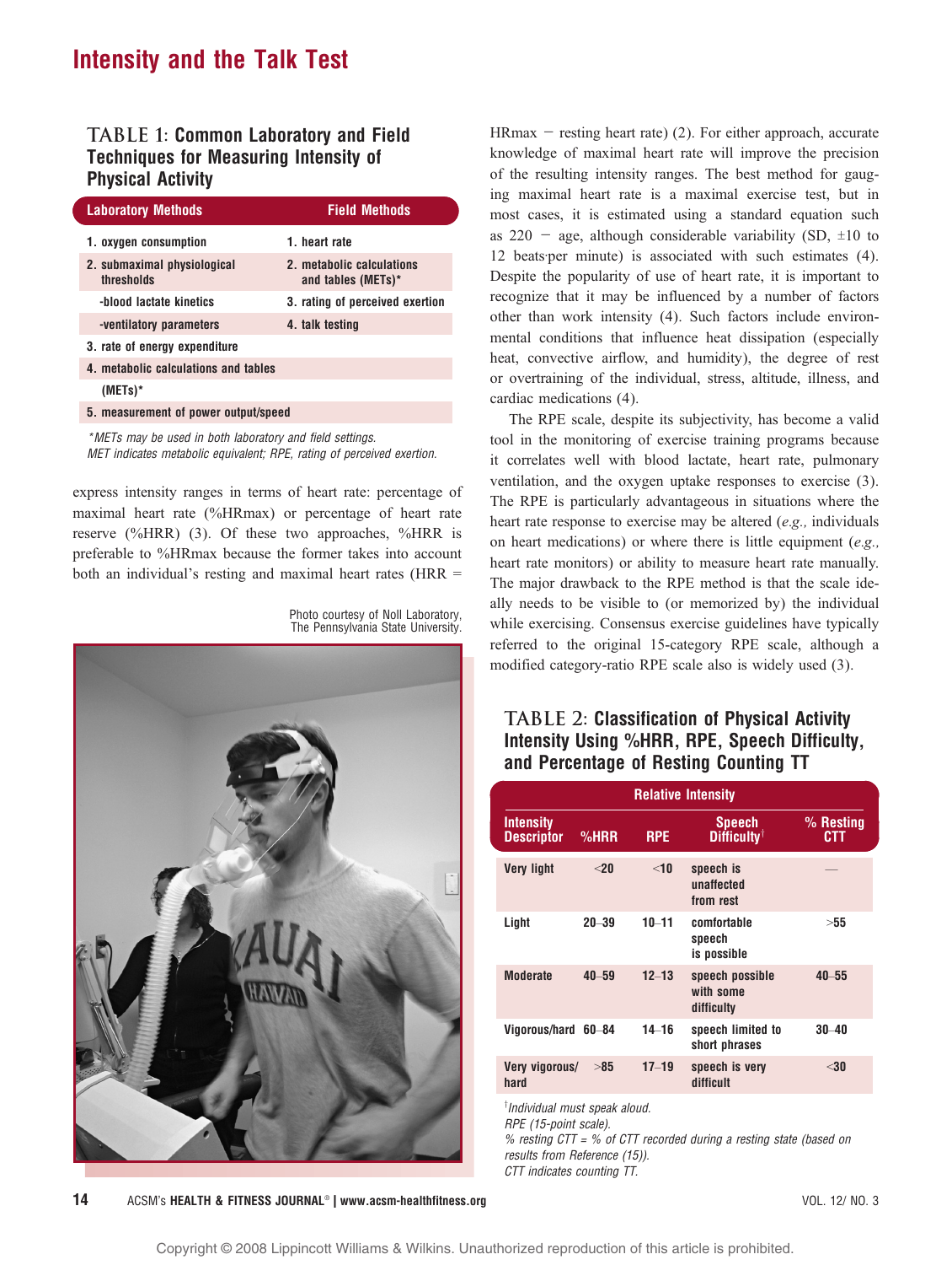# Intensity and the Talk Test

**TABLE 1: Common Laboratory and Field Techniques for Measuring Intensity of Physical Activity**

| Laboratory Methods | Field Methods |
|---|---|
| 1. oxygen consumption | 1. heart rate |
| 2. submaximal physiological thresholds | 2. metabolic calculations and tables (METs)* |
| -blood lactate kinetics | 3. rating of perceived exertion |
| -ventilatory parameters | 4. talk testing |
| 3. rate of energy expenditure | |
| 4. metabolic calculations and tables (METs)* | |
| 5. measurement of power output/speed | |

*\*METs may be used in both laboratory and field settings.*
*MET indicates metabolic equivalent; RPE, rating of perceived exertion.*

express intensity ranges in terms of heart rate: percentage of maximal heart rate (%HRmax) or percentage of heart rate reserve (%HRR) (3). Of these two approaches, %HRR is preferable to %HRmax because the former takes into account both an individual's resting and maximal heart rates (HRR = HRmax − resting heart rate) (2). For either approach, accurate knowledge of maximal heart rate will improve the precision of the resulting intensity ranges. The best method for gauging maximal heart rate is a maximal exercise test, but in most cases, it is estimated using a standard equation such as 220 − age, although considerable variability (SD, ±10 to 12 beats·per minute) is associated with such estimates (4). Despite the popularity of use of heart rate, it is important to recognize that it may be influenced by a number of factors other than work intensity (4). Such factors include environmental conditions that influence heat dissipation (especially heat, convective airflow, and humidity), the degree of rest or overtraining of the individual, stress, altitude, illness, and cardiac medications (4).

Photo courtesy of Noll Laboratory, The Pennsylvania State University.

The RPE scale, despite its subjectivity, has become a valid tool in the monitoring of exercise training programs because it correlates well with blood lactate, heart rate, pulmonary ventilation, and the oxygen uptake responses to exercise (3). The RPE is particularly advantageous in situations where the heart rate response to exercise may be altered (*e.g.,* individuals on heart medications) or where there is little equipment (*e.g.,* heart rate monitors) or ability to measure heart rate manually. The major drawback to the RPE method is that the scale ideally needs to be visible to (or memorized by) the individual while exercising. Consensus exercise guidelines have typically referred to the original 15-category RPE scale, although a modified category-ratio RPE scale also is widely used (3).

**TABLE 2: Classification of Physical Activity Intensity Using %HRR, RPE, Speech Difficulty, and Percentage of Resting Counting TT**

| Relative Intensity | | | | |
|---|---|---|---|---|
| Intensity Descriptor | %HRR | RPE | Speech Difficulty[†] | % Resting CTT |
| Very light | <20 | <10 | speech is unaffected from rest | — |
| Light | 20–39 | 10–11 | comfortable speech is possible | >55 |
| Moderate | 40–59 | 12–13 | speech possible with some difficulty | 40–55 |
| Vigorous/hard | 60–84 | 14–16 | speech limited to short phrases | 30–40 |
| Very vigorous/hard | >85 | 17–19 | speech is very difficult | <30 |

*[†]Individual must speak aloud.*
*RPE (15-point scale).*
*% resting CTT = % of CTT recorded during a resting state (based on results from Reference (15)).*
*CTT indicates counting TT.*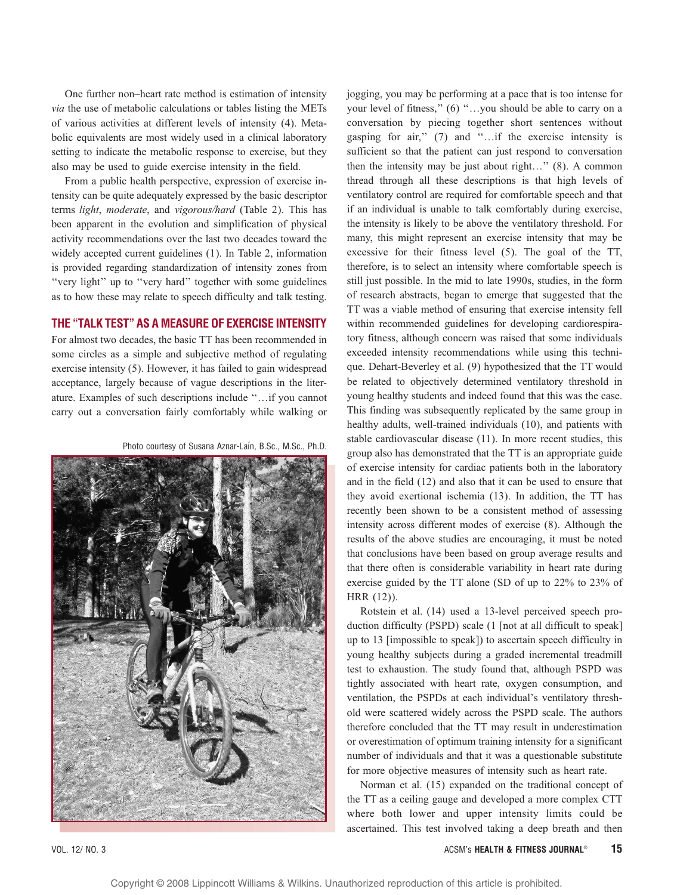One further non–heart rate method is estimation of intensity *via* the use of metabolic calculations or tables listing the METs of various activities at different levels of intensity (4). Metabolic equivalents are most widely used in a clinical laboratory setting to indicate the metabolic response to exercise, but they also may be used to guide exercise intensity in the field.

From a public health perspective, expression of exercise intensity can be quite adequately expressed by the basic descriptor terms *light*, *moderate*, and *vigorous/hard* (Table 2). This has been apparent in the evolution and simplification of physical activity recommendations over the last two decades toward the widely accepted current guidelines (1). In Table 2, information is provided regarding standardization of intensity zones from "very light" up to "very hard" together with some guidelines as to how these may relate to speech difficulty and talk testing.

## THE "TALK TEST" AS A MEASURE OF EXERCISE INTENSITY

For almost two decades, the basic TT has been recommended in some circles as a simple and subjective method of regulating exercise intensity (5). However, it has failed to gain widespread acceptance, largely because of vague descriptions in the literature. Examples of such descriptions include "…if you cannot carry out a conversation fairly comfortably while walking or jogging, you may be performing at a pace that is too intense for your level of fitness," (6) "…you should be able to carry on a conversation by piecing together short sentences without gasping for air," (7) and "…if the exercise intensity is sufficient so that the patient can just respond to conversation then the intensity may be just about right…" (8). A common thread through all these descriptions is that high levels of ventilatory control are required for comfortable speech and that if an individual is unable to talk comfortably during exercise, the intensity is likely to be above the ventilatory threshold. For many, this might represent an exercise intensity that may be excessive for their fitness level (5). The goal of the TT, therefore, is to select an intensity where comfortable speech is still just possible. In the mid to late 1990s, studies, in the form of research abstracts, began to emerge that suggested that the TT was a viable method of ensuring that exercise intensity fell within recommended guidelines for developing cardiorespiratory fitness, although concern was raised that some individuals exceeded intensity recommendations while using this technique. Dehart-Beverley et al. (9) hypothesized that the TT would be related to objectively determined ventilatory threshold in young healthy students and indeed found that this was the case. This finding was subsequently replicated by the same group in healthy adults, well-trained individuals (10), and patients with stable cardiovascular disease (11). In more recent studies, this group also has demonstrated that the TT is an appropriate guide of exercise intensity for cardiac patients both in the laboratory and in the field (12) and also that it can be used to ensure that they avoid exertional ischemia (13). In addition, the TT has recently been shown to be a consistent method of assessing intensity across different modes of exercise (8). Although the results of the above studies are encouraging, it must be noted that conclusions have been based on group average results and that there often is considerable variability in heart rate during exercise guided by the TT alone (SD of up to 22% to 23% of HRR (12)).

Photo courtesy of Susana Aznar-Laín, B.Sc., M.Sc., Ph.D.

Rotstein et al. (14) used a 13-level perceived speech production difficulty (PSPD) scale (1 [not at all difficult to speak] up to 13 [impossible to speak]) to ascertain speech difficulty in young healthy subjects during a graded incremental treadmill test to exhaustion. The study found that, although PSPD was tightly associated with heart rate, oxygen consumption, and ventilation, the PSPDs at each individual's ventilatory threshold were scattered widely across the PSPD scale. The authors therefore concluded that the TT may result in underestimation or overestimation of optimum training intensity for a significant number of individuals and that it was a questionable substitute for more objective measures of intensity such as heart rate.

Norman et al. (15) expanded on the traditional concept of the TT as a ceiling gauge and developed a more complex CTT where both lower and upper intensity limits could be ascertained. This test involved taking a deep breath and then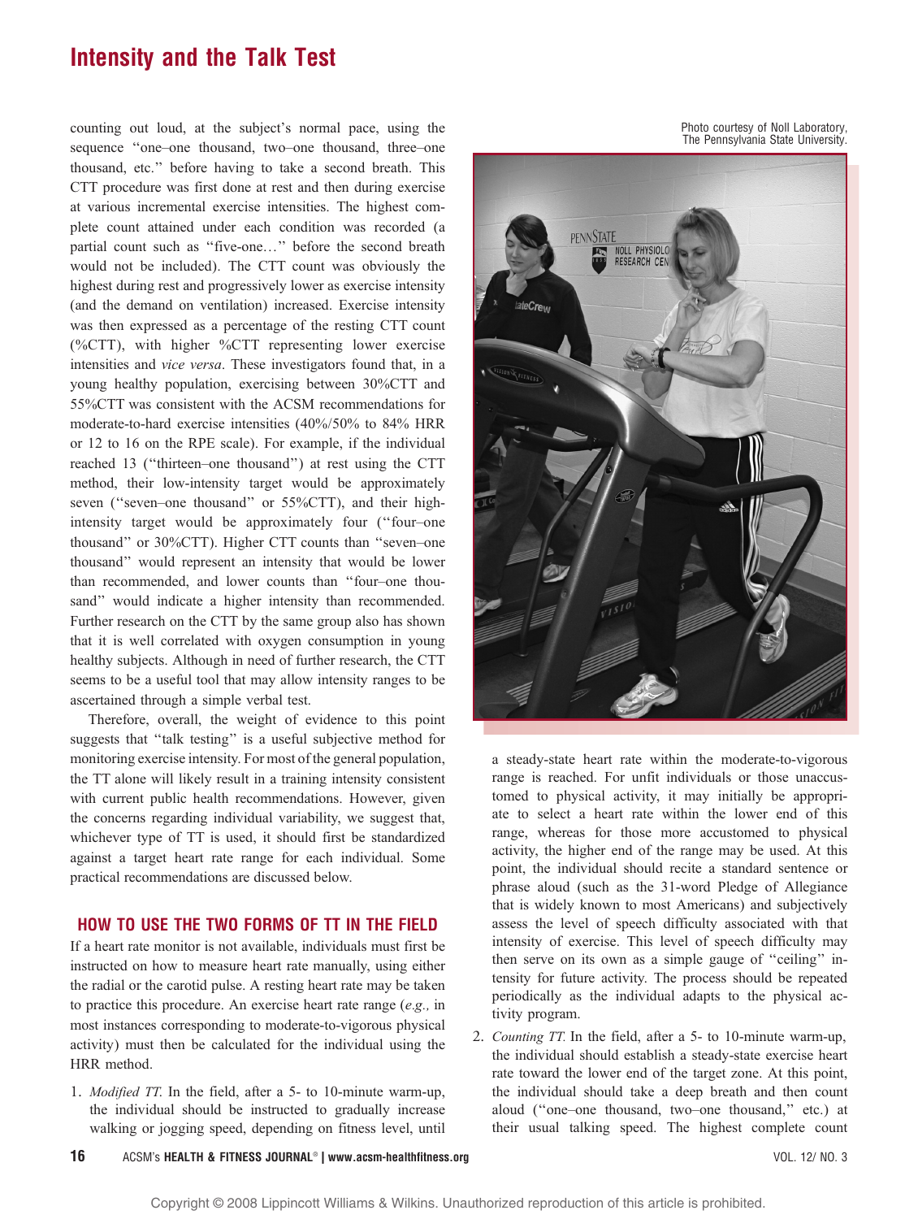counting out loud, at the subject's normal pace, using the sequence "one–one thousand, two–one thousand, three–one thousand, etc." before having to take a second breath. This CTT procedure was first done at rest and then during exercise at various incremental exercise intensities. The highest complete count attained under each condition was recorded (a partial count such as "five-one…" before the second breath would not be included). The CTT count was obviously the highest during rest and progressively lower as exercise intensity (and the demand on ventilation) increased. Exercise intensity was then expressed as a percentage of the resting CTT count (%CTT), with higher %CTT representing lower exercise intensities and *vice versa*. These investigators found that, in a young healthy population, exercising between 30%CTT and 55%CTT was consistent with the ACSM recommendations for moderate-to-hard exercise intensities (40%/50% to 84% HRR or 12 to 16 on the RPE scale). For example, if the individual reached 13 ("thirteen–one thousand") at rest using the CTT method, their low-intensity target would be approximately seven ("seven–one thousand" or 55%CTT), and their high-intensity target would be approximately four ("four–one thousand" or 30%CTT). Higher CTT counts than "seven–one thousand" would represent an intensity that would be lower than recommended, and lower counts than "four–one thousand" would indicate a higher intensity than recommended. Further research on the CTT by the same group also has shown that it is well correlated with oxygen consumption in young healthy subjects. Although in need of further research, the CTT seems to be a useful tool that may allow intensity ranges to be ascertained through a simple verbal test.

Therefore, overall, the weight of evidence to this point suggests that "talk testing" is a useful subjective method for monitoring exercise intensity. For most of the general population, the TT alone will likely result in a training intensity consistent with current public health recommendations. However, given the concerns regarding individual variability, we suggest that, whichever type of TT is used, it should first be standardized against a target heart rate range for each individual. Some practical recommendations are discussed below.

## HOW TO USE THE TWO FORMS OF TT IN THE FIELD

If a heart rate monitor is not available, individuals must first be instructed on how to measure heart rate manually, using either the radial or the carotid pulse. A resting heart rate may be taken to practice this procedure. An exercise heart rate range (*e.g.*, in most instances corresponding to moderate-to-vigorous physical activity) must then be calculated for the individual using the HRR method.

1. *Modified TT.* In the field, after a 5- to 10-minute warm-up, the individual should be instructed to gradually increase walking or jogging speed, depending on fitness level, until a steady-state heart rate within the moderate-to-vigorous range is reached. For unfit individuals or those unaccustomed to physical activity, it may initially be appropriate to select a heart rate within the lower end of this range, whereas for those more accustomed to physical activity, the higher end of the range may be used. At this point, the individual should recite a standard sentence or phrase aloud (such as the 31-word Pledge of Allegiance that is widely known to most Americans) and subjectively assess the level of speech difficulty associated with that intensity of exercise. This level of speech difficulty may then serve on its own as a simple gauge of "ceiling" intensity for future activity. The process should be repeated periodically as the individual adapts to the physical activity program.
2. *Counting TT.* In the field, after a 5- to 10-minute warm-up, the individual should establish a steady-state exercise heart rate toward the lower end of the target zone. At this point, the individual should take a deep breath and then count aloud ("one–one thousand, two–one thousand," etc.) at their usual talking speed. The highest complete count

Photo courtesy of Noll Laboratory, The Pennsylvania State University.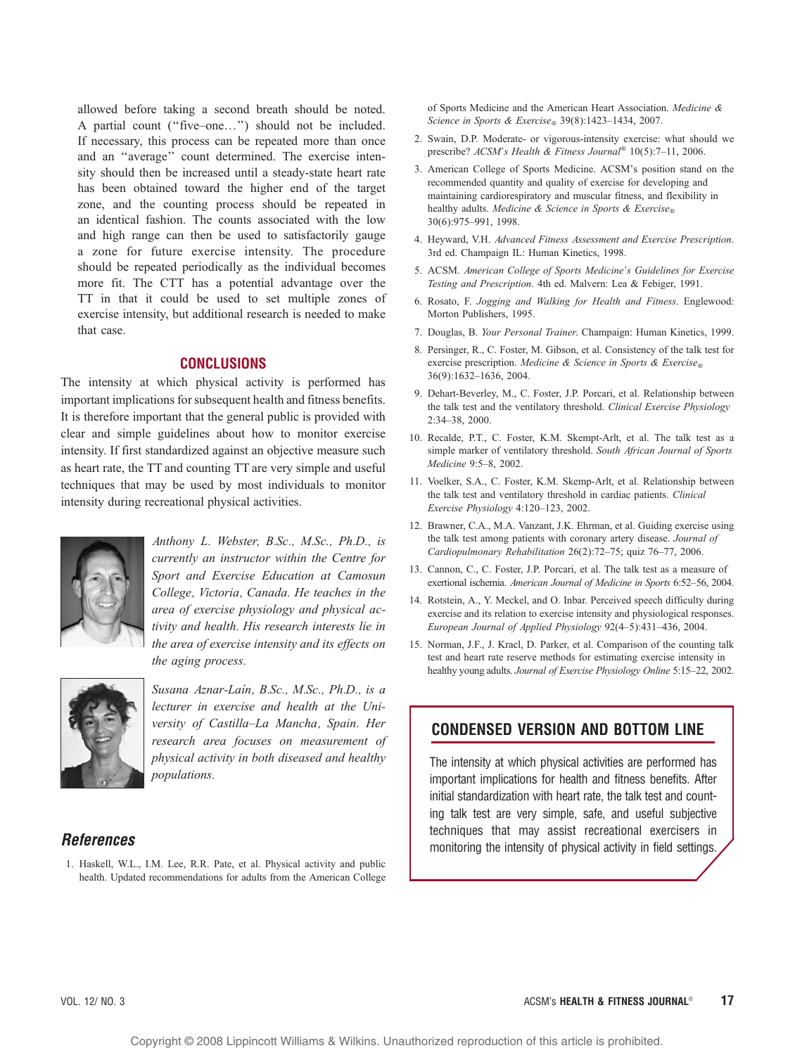allowed before taking a second breath should be noted. A partial count (''five–one…'') should not be included. If necessary, this process can be repeated more than once and an ''average'' count determined. The exercise intensity should then be increased until a steady-state heart rate has been obtained toward the higher end of the target zone, and the counting process should be repeated in an identical fashion. The counts associated with the low and high range can then be used to satisfactorily gauge a zone for future exercise intensity. The procedure should be repeated periodically as the individual becomes more fit. The CTT has a potential advantage over the TT in that it could be used to set multiple zones of exercise intensity, but additional research is needed to make that case.

## CONCLUSIONS

The intensity at which physical activity is performed has important implications for subsequent health and fitness benefits. It is therefore important that the general public is provided with clear and simple guidelines about how to monitor exercise intensity. If first standardized against an objective measure such as heart rate, the TT and counting TT are very simple and useful techniques that may be used by most individuals to monitor intensity during recreational physical activities.

*Anthony L. Webster, B.Sc., M.Sc., Ph.D., is currently an instructor within the Centre for Sport and Exercise Education at Camosun College, Victoria, Canada. He teaches in the area of exercise physiology and physical activity and health. His research interests lie in the area of exercise intensity and its effects on the aging process.*

*Susana Aznar-Laín, B.Sc., M.Sc., Ph.D., is a lecturer in exercise and health at the University of Castilla–La Mancha, Spain. Her research area focuses on measurement of physical activity in both diseased and healthy populations.*

## References

1. Haskell, W.L., I.M. Lee, R.R. Pate, et al. Physical activity and public health. Updated recommendations for adults from the American College of Sports Medicine and the American Heart Association. *Medicine & Science in Sports & Exercise®* 39(8):1423–1434, 2007.
2. Swain, D.P. Moderate- or vigorous-intensity exercise: what should we prescribe? *ACSM's Health & Fitness Journal®* 10(5):7–11, 2006.
3. American College of Sports Medicine. ACSM's position stand on the recommended quantity and quality of exercise for developing and maintaining cardiorespiratory and muscular fitness, and flexibility in healthy adults. *Medicine & Science in Sports & Exercise®* 30(6):975–991, 1998.
4. Heyward, V.H. *Advanced Fitness Assessment and Exercise Prescription*. 3rd ed. Champaign IL: Human Kinetics, 1998.
5. ACSM. *American College of Sports Medicine's Guidelines for Exercise Testing and Prescription*. 4th ed. Malvern: Lea & Febiger, 1991.
6. Rosato, F. *Jogging and Walking for Health and Fitness*. Englewood: Morton Publishers, 1995.
7. Douglas, B. *Your Personal Trainer*. Champaign: Human Kinetics, 1999.
8. Persinger, R., C. Foster, M. Gibson, et al. Consistency of the talk test for exercise prescription. *Medicine & Science in Sports & Exercise®* 36(9):1632–1636, 2004.
9. Dehart-Beverley, M., C. Foster, J.P. Porcari, et al. Relationship between the talk test and the ventilatory threshold. *Clinical Exercise Physiology* 2:34–38, 2000.
10. Recalde, P.T., C. Foster, K.M. Skempt-Arlt, et al. The talk test as a simple marker of ventilatory threshold. *South African Journal of Sports Medicine* 9:5–8, 2002.
11. Voelker, S.A., C. Foster, K.M. Skemp-Arlt, et al. Relationship between the talk test and ventilatory threshold in cardiac patients. *Clinical Exercise Physiology* 4:120–123, 2002.
12. Brawner, C.A., M.A. Vanzant, J.K. Ehrman, et al. Guiding exercise using the talk test among patients with coronary artery disease. *Journal of Cardiopulmonary Rehabilitation* 26(2):72–75; quiz 76–77, 2006.
13. Cannon, C., C. Foster, J.P. Porcari, et al. The talk test as a measure of exertional ischemia. *American Journal of Medicine in Sports* 6:52–56, 2004.
14. Rotstein, A., Y. Meckel, and O. Inbar. Perceived speech difficulty during exercise and its relation to exercise intensity and physiological responses. *European Journal of Applied Physiology* 92(4–5):431–436, 2004.
15. Norman, J.F., J. Kracl, D. Parker, et al. Comparison of the counting talk test and heart rate reserve methods for estimating exercise intensity in healthy young adults. *Journal of Exercise Physiology Online* 5:15–22, 2002.

## CONDENSED VERSION AND BOTTOM LINE

The intensity at which physical activities are performed has important implications for health and fitness benefits. After initial standardization with heart rate, the talk test and counting talk test are very simple, safe, and useful subjective techniques that may assist recreational exercisers in monitoring the intensity of physical activity in field settings.